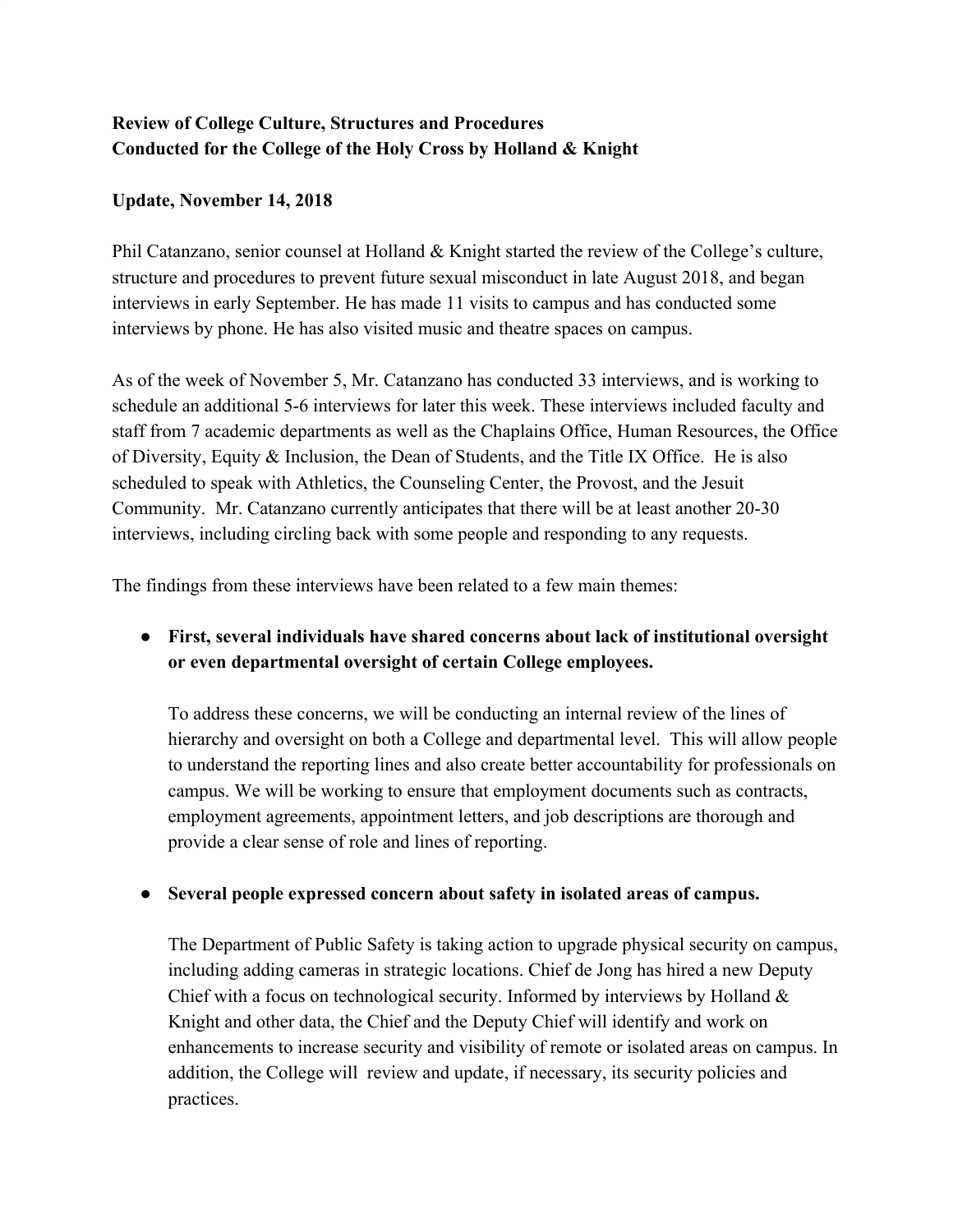**Review of College Culture, Structures and Procedures**
**Conducted for the College of the Holy Cross by Holland & Knight**

**Update, November 14, 2018**

Phil Catanzano, senior counsel at Holland & Knight started the review of the College's culture, structure and procedures to prevent future sexual misconduct in late August 2018, and began interviews in early September. He has made 11 visits to campus and has conducted some interviews by phone. He has also visited music and theatre spaces on campus.

As of the week of November 5, Mr. Catanzano has conducted 33 interviews, and is working to schedule an additional 5-6 interviews for later this week. These interviews included faculty and staff from 7 academic departments as well as the Chaplains Office, Human Resources, the Office of Diversity, Equity & Inclusion, the Dean of Students, and the Title IX Office. He is also scheduled to speak with Athletics, the Counseling Center, the Provost, and the Jesuit Community. Mr. Catanzano currently anticipates that there will be at least another 20-30 interviews, including circling back with some people and responding to any requests.

The findings from these interviews have been related to a few main themes:

- **First, several individuals have shared concerns about lack of institutional oversight or even departmental oversight of certain College employees.**

  To address these concerns, we will be conducting an internal review of the lines of hierarchy and oversight on both a College and departmental level. This will allow people to understand the reporting lines and also create better accountability for professionals on campus. We will be working to ensure that employment documents such as contracts, employment agreements, appointment letters, and job descriptions are thorough and provide a clear sense of role and lines of reporting.

- **Several people expressed concern about safety in isolated areas of campus.**

  The Department of Public Safety is taking action to upgrade physical security on campus, including adding cameras in strategic locations. Chief de Jong has hired a new Deputy Chief with a focus on technological security. Informed by interviews by Holland & Knight and other data, the Chief and the Deputy Chief will identify and work on enhancements to increase security and visibility of remote or isolated areas on campus. In addition, the College will review and update, if necessary, its security policies and practices.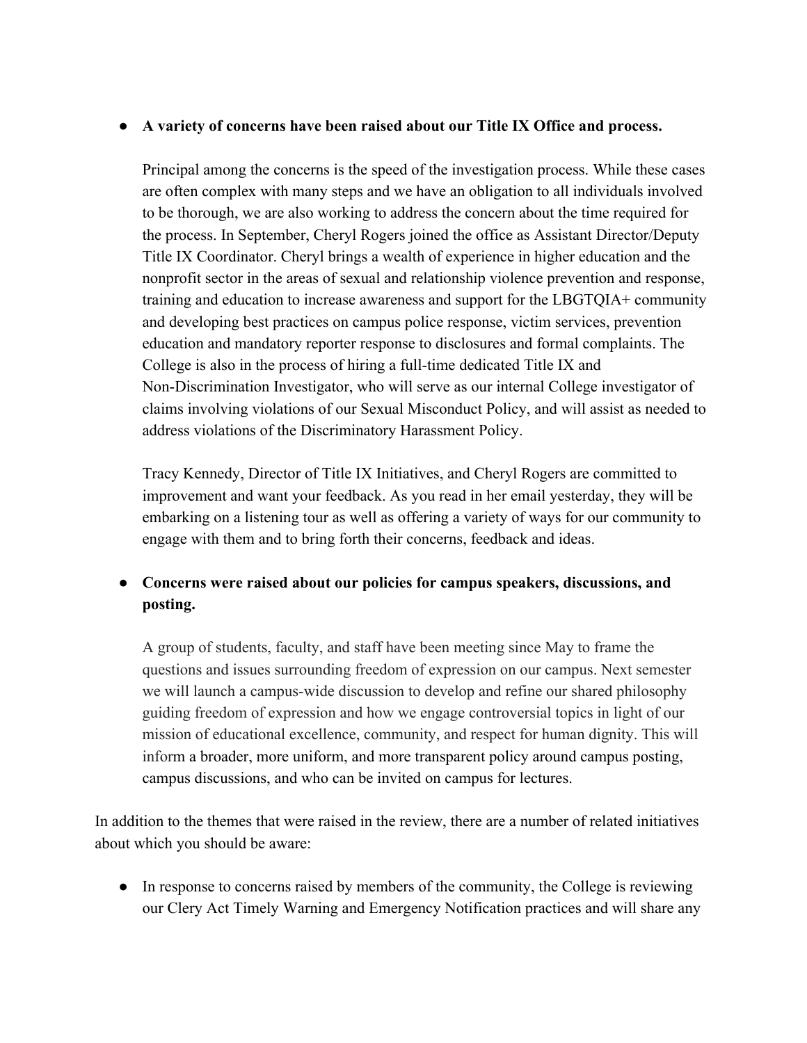- **A variety of concerns have been raised about our Title IX Office and process.**

  Principal among the concerns is the speed of the investigation process. While these cases are often complex with many steps and we have an obligation to all individuals involved to be thorough, we are also working to address the concern about the time required for the process. In September, Cheryl Rogers joined the office as Assistant Director/Deputy Title IX Coordinator. Cheryl brings a wealth of experience in higher education and the nonprofit sector in the areas of sexual and relationship violence prevention and response, training and education to increase awareness and support for the LBGTQIA+ community and developing best practices on campus police response, victim services, prevention education and mandatory reporter response to disclosures and formal complaints. The College is also in the process of hiring a full-time dedicated Title IX and Non-Discrimination Investigator, who will serve as our internal College investigator of claims involving violations of our Sexual Misconduct Policy, and will assist as needed to address violations of the Discriminatory Harassment Policy.

  Tracy Kennedy, Director of Title IX Initiatives, and Cheryl Rogers are committed to improvement and want your feedback. As you read in her email yesterday, they will be embarking on a listening tour as well as offering a variety of ways for our community to engage with them and to bring forth their concerns, feedback and ideas.

- **Concerns were raised about our policies for campus speakers, discussions, and posting.**

  A group of students, faculty, and staff have been meeting since May to frame the questions and issues surrounding freedom of expression on our campus. Next semester we will launch a campus-wide discussion to develop and refine our shared philosophy guiding freedom of expression and how we engage controversial topics in light of our mission of educational excellence, community, and respect for human dignity. This will inform a broader, more uniform, and more transparent policy around campus posting, campus discussions, and who can be invited on campus for lectures.

In addition to the themes that were raised in the review, there are a number of related initiatives about which you should be aware:

- In response to concerns raised by members of the community, the College is reviewing our Clery Act Timely Warning and Emergency Notification practices and will share any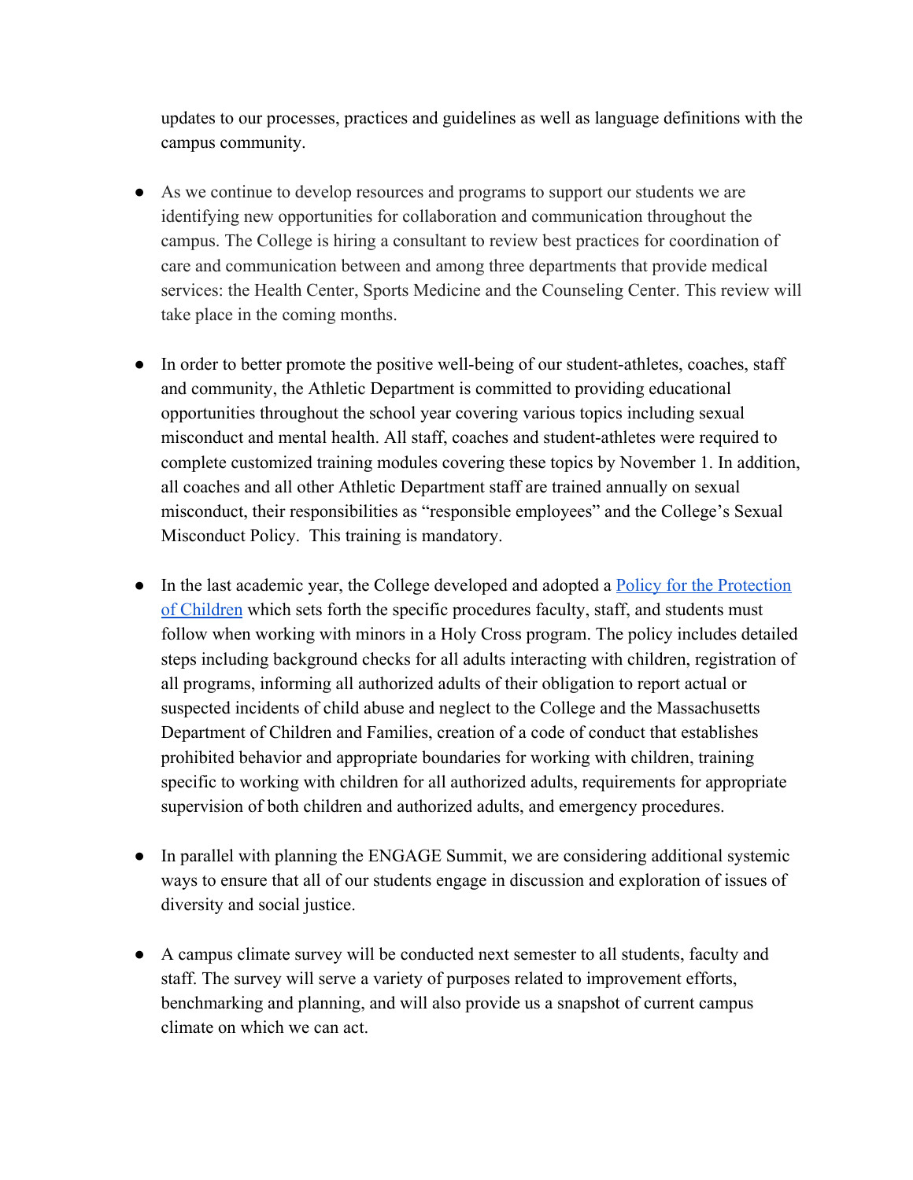updates to our processes, practices and guidelines as well as language definitions with the campus community.

- As we continue to develop resources and programs to support our students we are identifying new opportunities for collaboration and communication throughout the campus. The College is hiring a consultant to review best practices for coordination of care and communication between and among three departments that provide medical services: the Health Center, Sports Medicine and the Counseling Center. This review will take place in the coming months.

- In order to better promote the positive well-being of our student-athletes, coaches, staff and community, the Athletic Department is committed to providing educational opportunities throughout the school year covering various topics including sexual misconduct and mental health. All staff, coaches and student-athletes were required to complete customized training modules covering these topics by November 1. In addition, all coaches and all other Athletic Department staff are trained annually on sexual misconduct, their responsibilities as "responsible employees" and the College's Sexual Misconduct Policy. This training is mandatory.

- In the last academic year, the College developed and adopted a Policy for the Protection of Children which sets forth the specific procedures faculty, staff, and students must follow when working with minors in a Holy Cross program. The policy includes detailed steps including background checks for all adults interacting with children, registration of all programs, informing all authorized adults of their obligation to report actual or suspected incidents of child abuse and neglect to the College and the Massachusetts Department of Children and Families, creation of a code of conduct that establishes prohibited behavior and appropriate boundaries for working with children, training specific to working with children for all authorized adults, requirements for appropriate supervision of both children and authorized adults, and emergency procedures.

- In parallel with planning the ENGAGE Summit, we are considering additional systemic ways to ensure that all of our students engage in discussion and exploration of issues of diversity and social justice.

- A campus climate survey will be conducted next semester to all students, faculty and staff. The survey will serve a variety of purposes related to improvement efforts, benchmarking and planning, and will also provide us a snapshot of current campus climate on which we can act.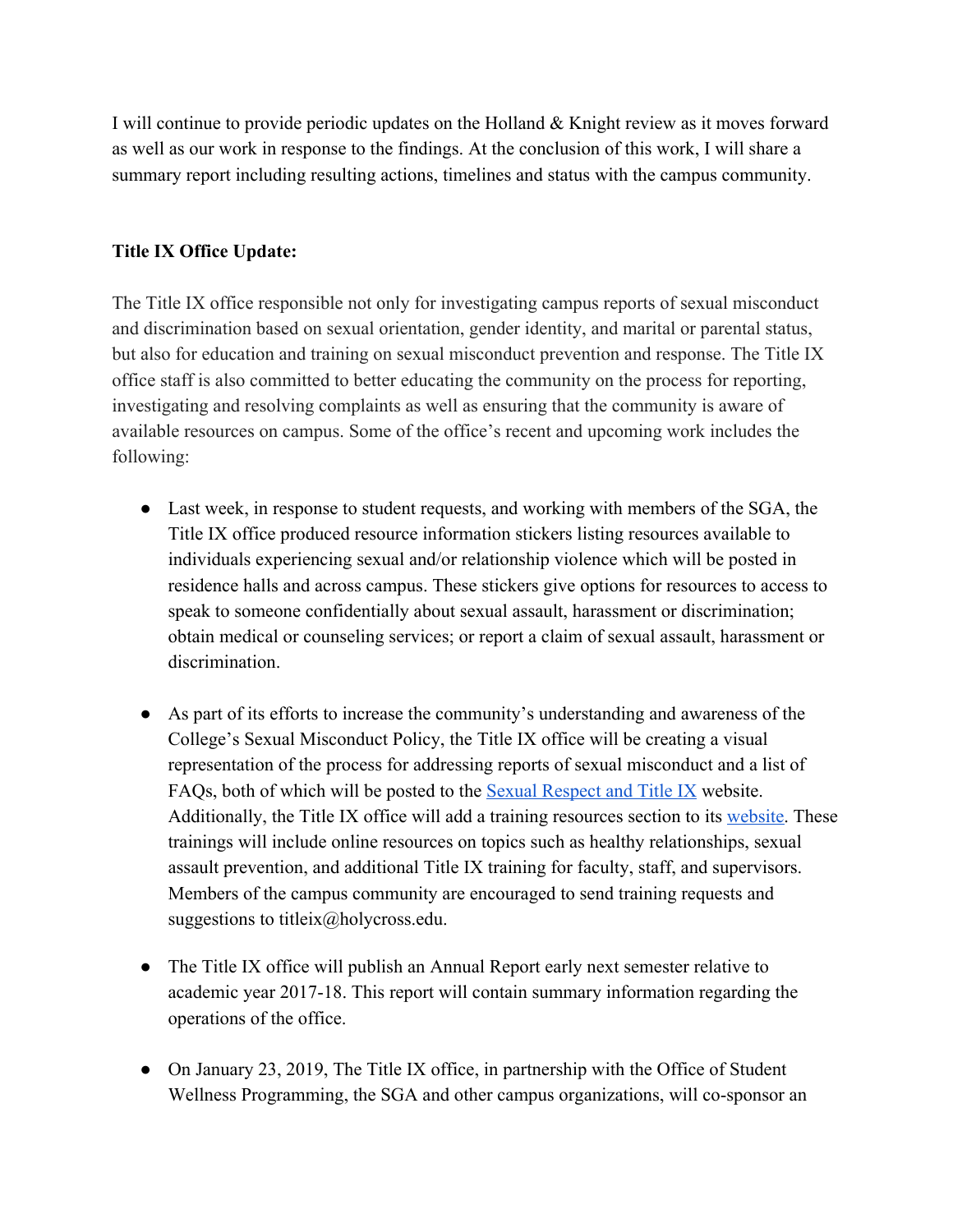I will continue to provide periodic updates on the Holland & Knight review as it moves forward as well as our work in response to the findings. At the conclusion of this work, I will share a summary report including resulting actions, timelines and status with the campus community.

**Title IX Office Update:**

The Title IX office responsible not only for investigating campus reports of sexual misconduct and discrimination based on sexual orientation, gender identity, and marital or parental status, but also for education and training on sexual misconduct prevention and response. The Title IX office staff is also committed to better educating the community on the process for reporting, investigating and resolving complaints as well as ensuring that the community is aware of available resources on campus. Some of the office's recent and upcoming work includes the following:

- Last week, in response to student requests, and working with members of the SGA, the Title IX office produced resource information stickers listing resources available to individuals experiencing sexual and/or relationship violence which will be posted in residence halls and across campus. These stickers give options for resources to access to speak to someone confidentially about sexual assault, harassment or discrimination; obtain medical or counseling services; or report a claim of sexual assault, harassment or discrimination.

- As part of its efforts to increase the community's understanding and awareness of the College's Sexual Misconduct Policy, the Title IX office will be creating a visual representation of the process for addressing reports of sexual misconduct and a list of FAQs, both of which will be posted to the Sexual Respect and Title IX website. Additionally, the Title IX office will add a training resources section to its website. These trainings will include online resources on topics such as healthy relationships, sexual assault prevention, and additional Title IX training for faculty, staff, and supervisors. Members of the campus community are encouraged to send training requests and suggestions to titleix@holycross.edu.

- The Title IX office will publish an Annual Report early next semester relative to academic year 2017-18. This report will contain summary information regarding the operations of the office.

- On January 23, 2019, The Title IX office, in partnership with the Office of Student Wellness Programming, the SGA and other campus organizations, will co-sponsor an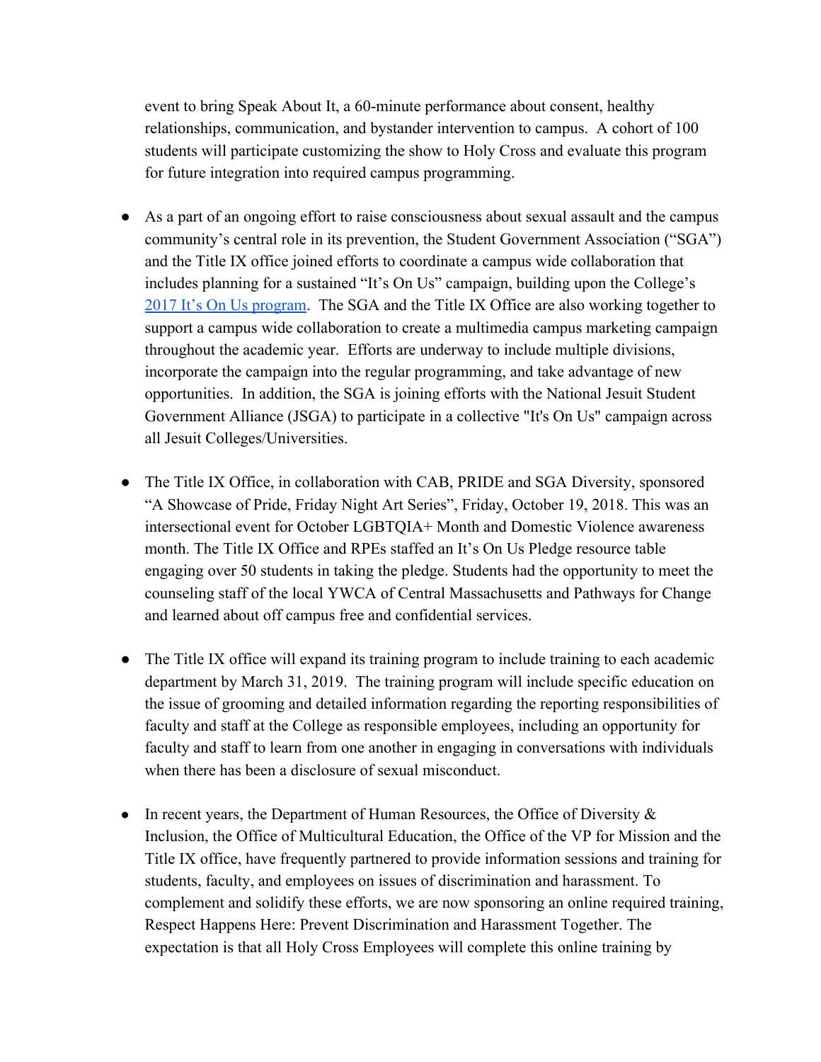event to bring Speak About It, a 60-minute performance about consent, healthy relationships, communication, and bystander intervention to campus. A cohort of 100 students will participate customizing the show to Holy Cross and evaluate this program for future integration into required campus programming.

- As a part of an ongoing effort to raise consciousness about sexual assault and the campus community's central role in its prevention, the Student Government Association ("SGA") and the Title IX office joined efforts to coordinate a campus wide collaboration that includes planning for a sustained "It's On Us" campaign, building upon the College's [2017 It's On Us program](). The SGA and the Title IX Office are also working together to support a campus wide collaboration to create a multimedia campus marketing campaign throughout the academic year. Efforts are underway to include multiple divisions, incorporate the campaign into the regular programming, and take advantage of new opportunities. In addition, the SGA is joining efforts with the National Jesuit Student Government Alliance (JSGA) to participate in a collective "It's On Us" campaign across all Jesuit Colleges/Universities.

- The Title IX Office, in collaboration with CAB, PRIDE and SGA Diversity, sponsored "A Showcase of Pride, Friday Night Art Series", Friday, October 19, 2018. This was an intersectional event for October LGBTQIA+ Month and Domestic Violence awareness month. The Title IX Office and RPEs staffed an It's On Us Pledge resource table engaging over 50 students in taking the pledge. Students had the opportunity to meet the counseling staff of the local YWCA of Central Massachusetts and Pathways for Change and learned about off campus free and confidential services.

- The Title IX office will expand its training program to include training to each academic department by March 31, 2019. The training program will include specific education on the issue of grooming and detailed information regarding the reporting responsibilities of faculty and staff at the College as responsible employees, including an opportunity for faculty and staff to learn from one another in engaging in conversations with individuals when there has been a disclosure of sexual misconduct.

- In recent years, the Department of Human Resources, the Office of Diversity & Inclusion, the Office of Multicultural Education, the Office of the VP for Mission and the Title IX office, have frequently partnered to provide information sessions and training for students, faculty, and employees on issues of discrimination and harassment. To complement and solidify these efforts, we are now sponsoring an online required training, Respect Happens Here: Prevent Discrimination and Harassment Together. The expectation is that all Holy Cross Employees will complete this online training by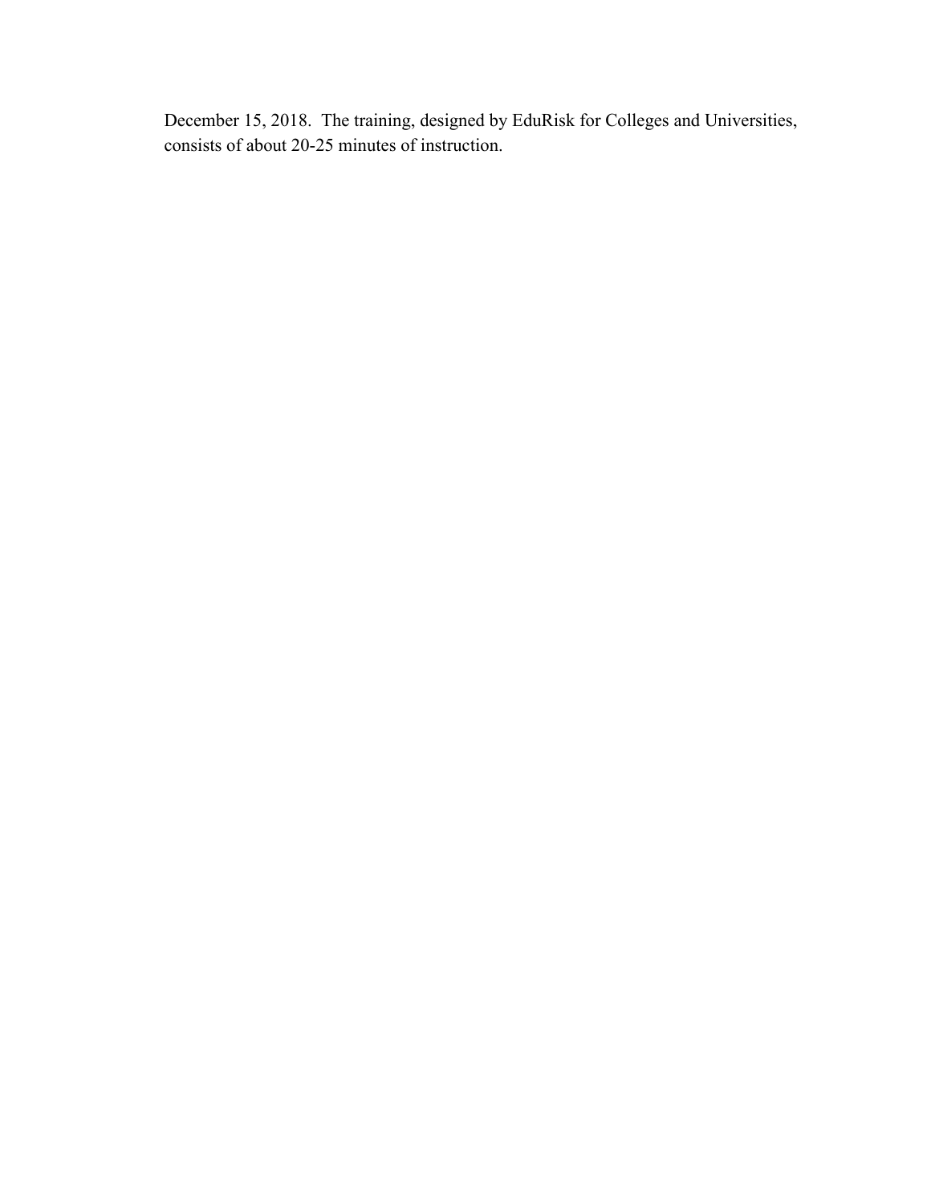December 15, 2018. The training, designed by EduRisk for Colleges and Universities, consists of about 20-25 minutes of instruction.